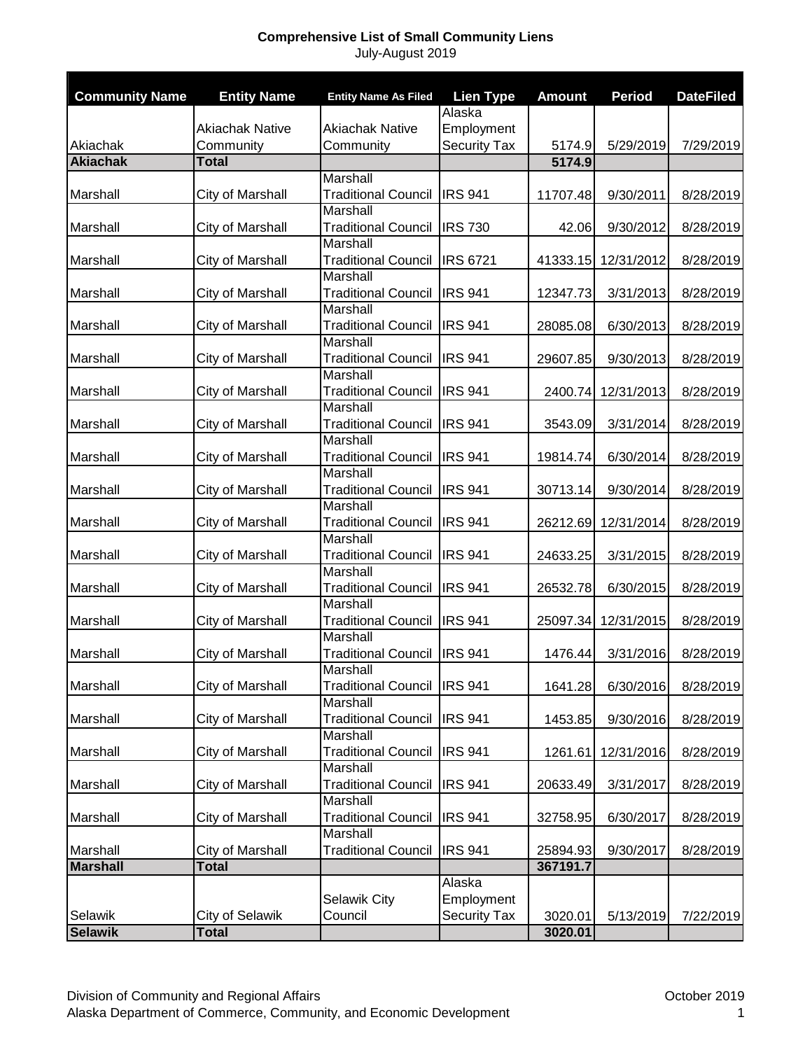**Comprehensive List of Small Community Liens**
July-August 2019

| Community Name | Entity Name | Entity Name As Filed | Lien Type | Amount | Period | DateFiled |
|---|---|---|---|---|---|---|
| Akiachak | Akiachak Native Community | Akiachak Native Community | Alaska Employment Security Tax | 5174.9 | 5/29/2019 | 7/29/2019 |
| **Akiachak** | **Total** | | | **5174.9** | | |
| Marshall | City of Marshall | Marshall Traditional Council | IRS 941 | 11707.48 | 9/30/2011 | 8/28/2019 |
| Marshall | City of Marshall | Marshall Traditional Council | IRS 730 | 42.06 | 9/30/2012 | 8/28/2019 |
| Marshall | City of Marshall | Marshall Traditional Council | IRS 6721 | 41333.15 | 12/31/2012 | 8/28/2019 |
| Marshall | City of Marshall | Marshall Traditional Council | IRS 941 | 12347.73 | 3/31/2013 | 8/28/2019 |
| Marshall | City of Marshall | Marshall Traditional Council | IRS 941 | 28085.08 | 6/30/2013 | 8/28/2019 |
| Marshall | City of Marshall | Marshall Traditional Council | IRS 941 | 29607.85 | 9/30/2013 | 8/28/2019 |
| Marshall | City of Marshall | Marshall Traditional Council | IRS 941 | 2400.74 | 12/31/2013 | 8/28/2019 |
| Marshall | City of Marshall | Marshall Traditional Council | IRS 941 | 3543.09 | 3/31/2014 | 8/28/2019 |
| Marshall | City of Marshall | Marshall Traditional Council | IRS 941 | 19814.74 | 6/30/2014 | 8/28/2019 |
| Marshall | City of Marshall | Marshall Traditional Council | IRS 941 | 30713.14 | 9/30/2014 | 8/28/2019 |
| Marshall | City of Marshall | Marshall Traditional Council | IRS 941 | 26212.69 | 12/31/2014 | 8/28/2019 |
| Marshall | City of Marshall | Marshall Traditional Council | IRS 941 | 24633.25 | 3/31/2015 | 8/28/2019 |
| Marshall | City of Marshall | Marshall Traditional Council | IRS 941 | 26532.78 | 6/30/2015 | 8/28/2019 |
| Marshall | City of Marshall | Marshall Traditional Council | IRS 941 | 25097.34 | 12/31/2015 | 8/28/2019 |
| Marshall | City of Marshall | Marshall Traditional Council | IRS 941 | 1476.44 | 3/31/2016 | 8/28/2019 |
| Marshall | City of Marshall | Marshall Traditional Council | IRS 941 | 1641.28 | 6/30/2016 | 8/28/2019 |
| Marshall | City of Marshall | Marshall Traditional Council | IRS 941 | 1453.85 | 9/30/2016 | 8/28/2019 |
| Marshall | City of Marshall | Marshall Traditional Council | IRS 941 | 1261.61 | 12/31/2016 | 8/28/2019 |
| Marshall | City of Marshall | Marshall Traditional Council | IRS 941 | 20633.49 | 3/31/2017 | 8/28/2019 |
| Marshall | City of Marshall | Marshall Traditional Council | IRS 941 | 32758.95 | 6/30/2017 | 8/28/2019 |
| Marshall | City of Marshall | Marshall Traditional Council | IRS 941 | 25894.93 | 9/30/2017 | 8/28/2019 |
| **Marshall** | **Total** | | | **367191.7** | | |
| Selawik | City of Selawik | Selawik City Council | Alaska Employment Security Tax | 3020.01 | 5/13/2019 | 7/22/2019 |
| **Selawik** | **Total** | | | **3020.01** | | |

Division of Community and Regional Affairs — October 2019
Alaska Department of Commerce, Community, and Economic Development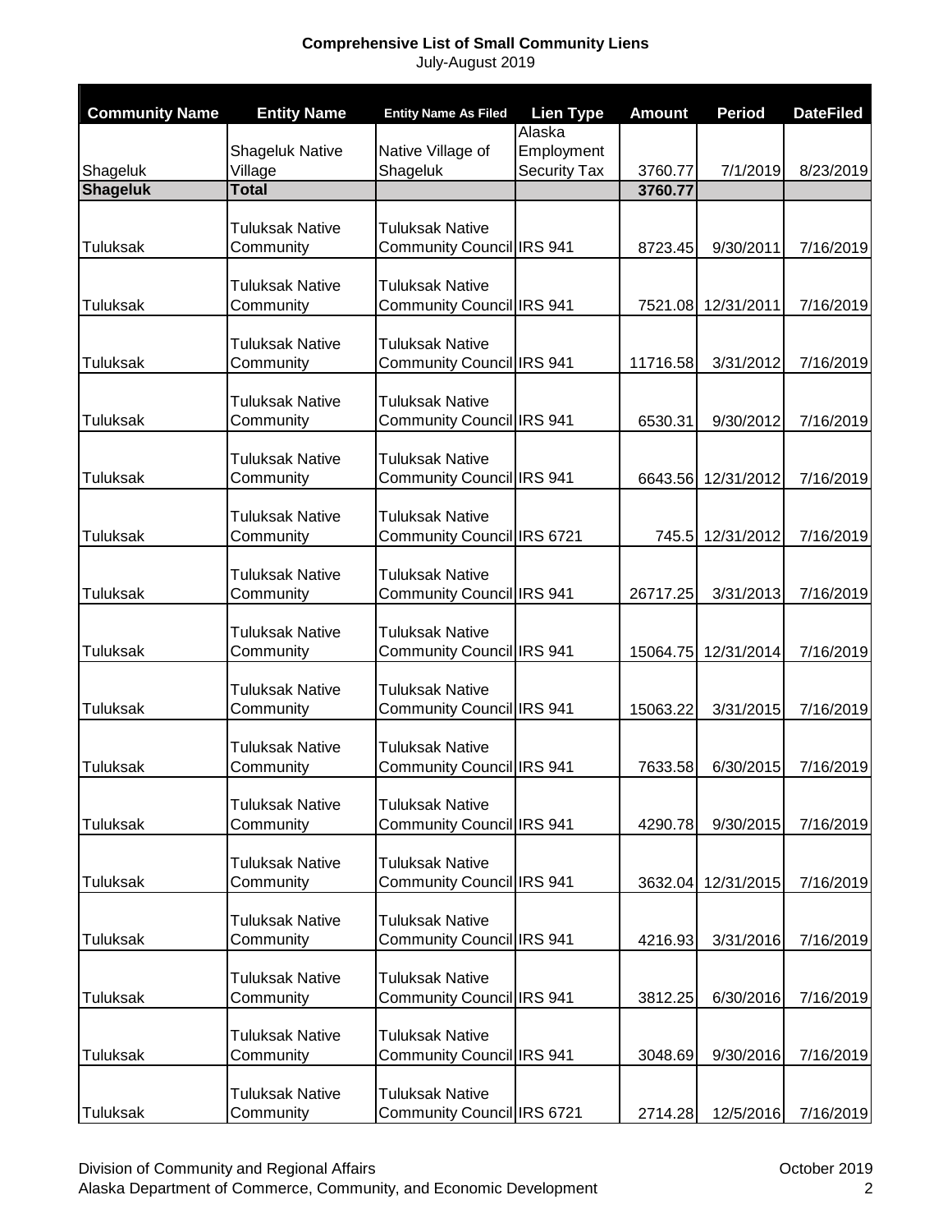**Comprehensive List of Small Community Liens**
July-August 2019

| Community Name | Entity Name | Entity Name As Filed | Lien Type | Amount | Period | DateFiled |
|---|---|---|---|---|---|---|
| Shageluk | Shageluk Native Village | Native Village of Shageluk | Alaska Employment Security Tax | 3760.77 | 7/1/2019 | 8/23/2019 |
| **Shageluk** | **Total** | | | **3760.77** | | |
| Tuluksak | Tuluksak Native Community | Tuluksak Native Community Council | IRS 941 | 8723.45 | 9/30/2011 | 7/16/2019 |
| Tuluksak | Tuluksak Native Community | Tuluksak Native Community Council | IRS 941 | 7521.08 | 12/31/2011 | 7/16/2019 |
| Tuluksak | Tuluksak Native Community | Tuluksak Native Community Council | IRS 941 | 11716.58 | 3/31/2012 | 7/16/2019 |
| Tuluksak | Tuluksak Native Community | Tuluksak Native Community Council | IRS 941 | 6530.31 | 9/30/2012 | 7/16/2019 |
| Tuluksak | Tuluksak Native Community | Tuluksak Native Community Council | IRS 941 | 6643.56 | 12/31/2012 | 7/16/2019 |
| Tuluksak | Tuluksak Native Community | Tuluksak Native Community Council | IRS 6721 | 745.5 | 12/31/2012 | 7/16/2019 |
| Tuluksak | Tuluksak Native Community | Tuluksak Native Community Council | IRS 941 | 26717.25 | 3/31/2013 | 7/16/2019 |
| Tuluksak | Tuluksak Native Community | Tuluksak Native Community Council | IRS 941 | 15064.75 | 12/31/2014 | 7/16/2019 |
| Tuluksak | Tuluksak Native Community | Tuluksak Native Community Council | IRS 941 | 15063.22 | 3/31/2015 | 7/16/2019 |
| Tuluksak | Tuluksak Native Community | Tuluksak Native Community Council | IRS 941 | 7633.58 | 6/30/2015 | 7/16/2019 |
| Tuluksak | Tuluksak Native Community | Tuluksak Native Community Council | IRS 941 | 4290.78 | 9/30/2015 | 7/16/2019 |
| Tuluksak | Tuluksak Native Community | Tuluksak Native Community Council | IRS 941 | 3632.04 | 12/31/2015 | 7/16/2019 |
| Tuluksak | Tuluksak Native Community | Tuluksak Native Community Council | IRS 941 | 4216.93 | 3/31/2016 | 7/16/2019 |
| Tuluksak | Tuluksak Native Community | Tuluksak Native Community Council | IRS 941 | 3812.25 | 6/30/2016 | 7/16/2019 |
| Tuluksak | Tuluksak Native Community | Tuluksak Native Community Council | IRS 941 | 3048.69 | 9/30/2016 | 7/16/2019 |
| Tuluksak | Tuluksak Native Community | Tuluksak Native Community Council | IRS 6721 | 2714.28 | 12/5/2016 | 7/16/2019 |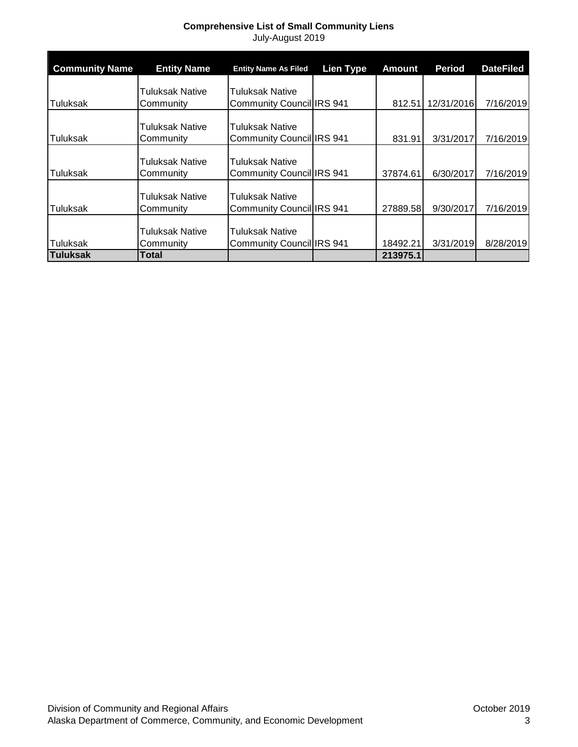**Comprehensive List of Small Community Liens**
July-August 2019

| Community Name | Entity Name | Entity Name As Filed | Lien Type | Amount | Period | DateFiled |
|---|---|---|---|---|---|---|
| Tuluksak | Tuluksak Native Community | Tuluksak Native Community Council | IRS 941 | 812.51 | 12/31/2016 | 7/16/2019 |
| Tuluksak | Tuluksak Native Community | Tuluksak Native Community Council | IRS 941 | 831.91 | 3/31/2017 | 7/16/2019 |
| Tuluksak | Tuluksak Native Community | Tuluksak Native Community Council | IRS 941 | 37874.61 | 6/30/2017 | 7/16/2019 |
| Tuluksak | Tuluksak Native Community | Tuluksak Native Community Council | IRS 941 | 27889.58 | 9/30/2017 | 7/16/2019 |
| Tuluksak | Tuluksak Native Community | Tuluksak Native Community Council | IRS 941 | 18492.21 | 3/31/2019 | 8/28/2019 |
| **Tuluksak** | **Total** | | | **213975.1** | | |

Division of Community and Regional Affairs
Alaska Department of Commerce, Community, and Economic Development
October 2019